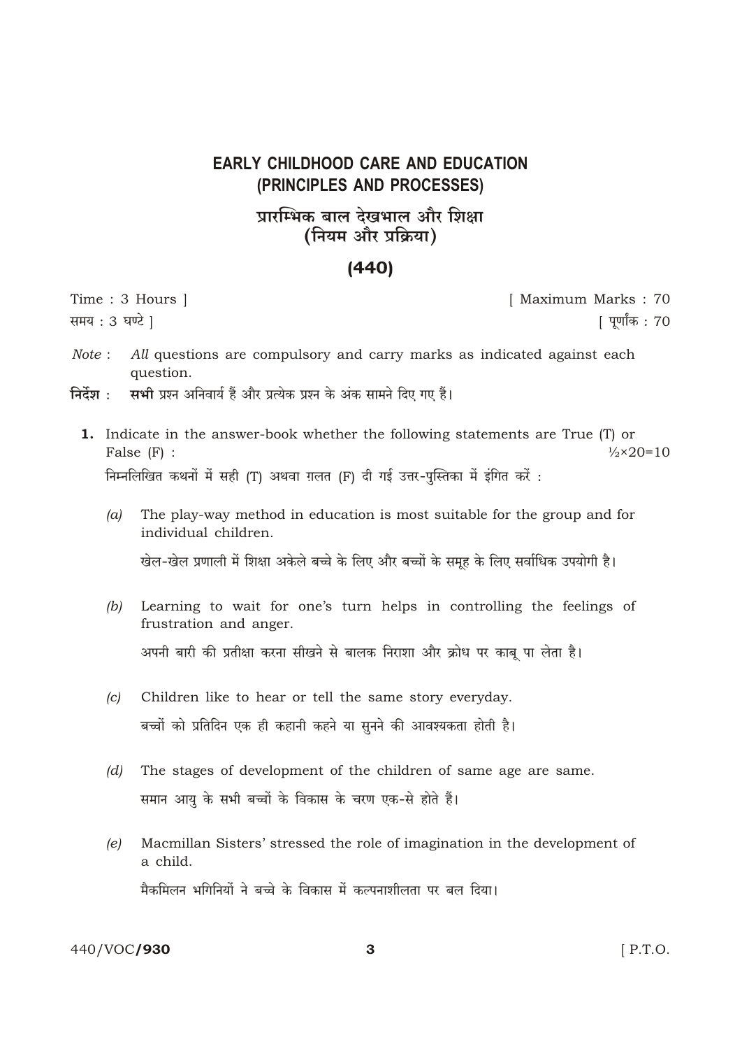# EARLY CHILDHOOD CARE AND EDUCATION (PRINCIPLES AND PROCESSES)

# प्रारम्भिक बाल देखभाल और शिक्षा (नियम और प्रक्रिया)

## (440)

Time : 3 Hours ] [ Maximum Marks : 70

समय : 3 घण्टे ] [ पूर्णांक : 70

*Note* : *All* questions are compulsory and carry marks as indicated against each question.

**निर्देश** : **सभी** प्रश्न अनिवार्य हैं और प्रत्येक प्रश्न के अंक सामने दिए गए हैं।

**1.** Indicate in the answer-book whether the following statements are True (T) or False (F) : $\frac{1}{2} \times 20 = 10$

निम्नलिखित कथनों में सही (T) अथवा ग़लत (F) दी गई उत्तर-पुस्तिका में इंगित करें :

*(a)* The play-way method in education is most suitable for the group and for individual children.

खेल-खेल प्रणाली में शिक्षा अकेले बच्चे के लिए और बच्चों के समूह के लिए सर्वाधिक उपयोगी है।

*(b)* Learning to wait for one's turn helps in controlling the feelings of frustration and anger.

अपनी बारी की प्रतीक्षा करना सीखने से बालक निराशा और क्रोध पर काबू पा लेता है।

*(c)* Children like to hear or tell the same story everyday.

बच्चों को प्रतिदिन एक ही कहानी कहने या सुनने की आवश्यकता होती है।

*(d)* The stages of development of the children of same age are same.

समान आयु के सभी बच्चों के विकास के चरण एक-से होते हैं।

*(e)* Macmillan Sisters' stressed the role of imagination in the development of a child.

मैकमिलन भगिनियों ने बच्चे के विकास में कल्पनाशीलता पर बल दिया।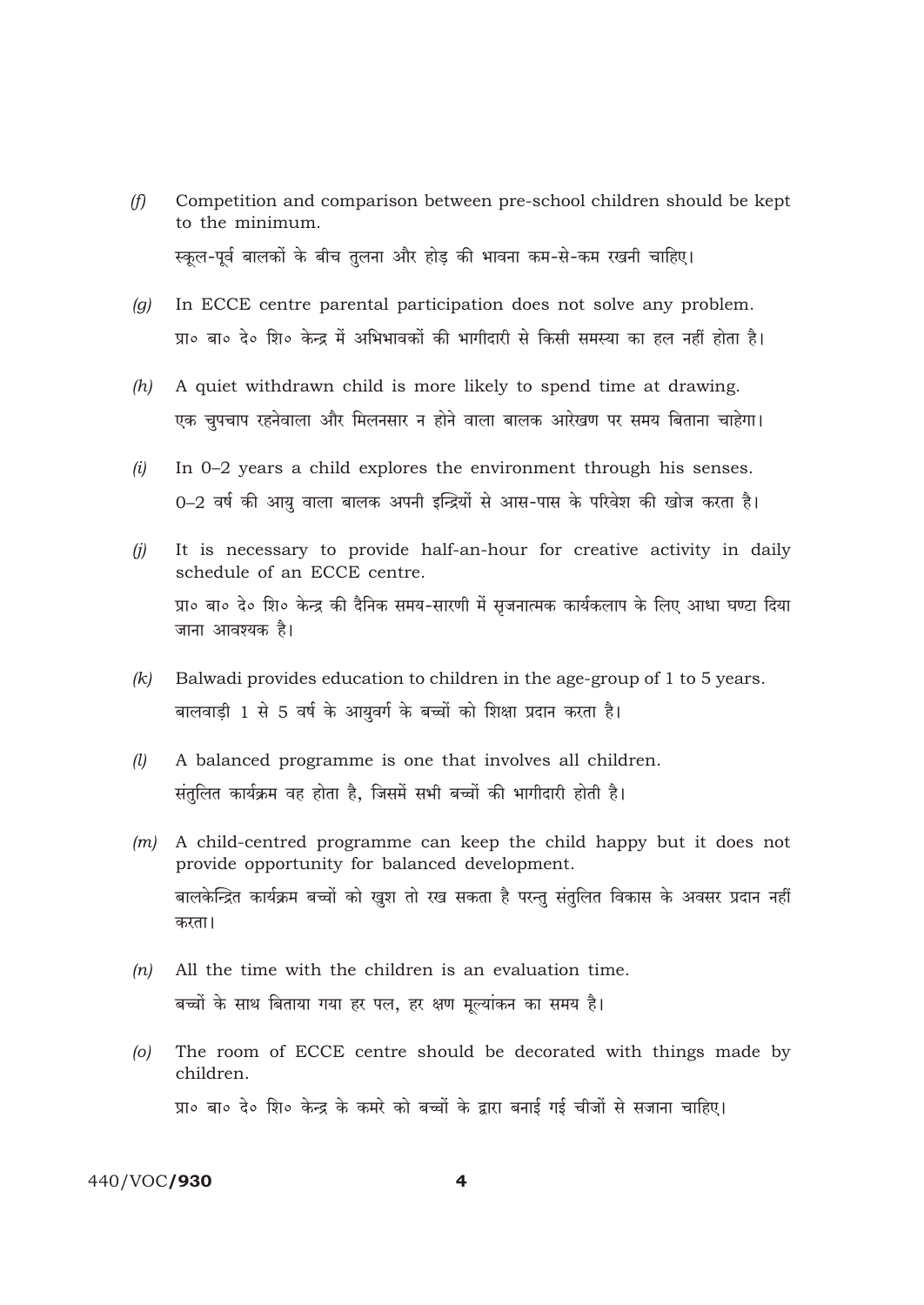(f) Competition and comparison between pre-school children should be kept to the minimum.

स्कूल-पूर्व बालकों के बीच तुलना और होड़ की भावना कम-से-कम रखनी चाहिए।

(g) In ECCE centre parental participation does not solve any problem.

प्रा० बा० दे० शि० केन्द्र में अभिभावकों की भागीदारी से किसी समस्या का हल नहीं होता है।

(h) A quiet withdrawn child is more likely to spend time at drawing.

एक चुपचाप रहनेवाला और मिलनसार न होने वाला बालक आरेखण पर समय बिताना चाहेगा।

(i) In 0–2 years a child explores the environment through his senses.

0–2 वर्ष की आयु वाला बालक अपनी इन्द्रियों से आस-पास के परिवेश की खोज करता है।

(j) It is necessary to provide half-an-hour for creative activity in daily schedule of an ECCE centre.

प्रा० बा० दे० शि० केन्द्र की दैनिक समय-सारणी में सृजनात्मक कार्यकलाप के लिए आधा घण्टा दिया जाना आवश्यक है।

(k) Balwadi provides education to children in the age-group of 1 to 5 years.

बालवाड़ी 1 से 5 वर्ष के आयुवर्ग के बच्चों को शिक्षा प्रदान करता है।

(l) A balanced programme is one that involves all children.

संतुलित कार्यक्रम वह होता है, जिसमें सभी बच्चों की भागीदारी होती है।

(m) A child-centred programme can keep the child happy but it does not provide opportunity for balanced development.

बालकेन्द्रित कार्यक्रम बच्चों को खुश तो रख सकता है परन्तु संतुलित विकास के अवसर प्रदान नहीं करता।

(n) All the time with the children is an evaluation time.

बच्चों के साथ बिताया गया हर पल, हर क्षण मूल्यांकन का समय है।

(o) The room of ECCE centre should be decorated with things made by children.

प्रा० बा० दे० शि० केन्द्र के कमरे को बच्चों के द्वारा बनाई गई चीजों से सजाना चाहिए।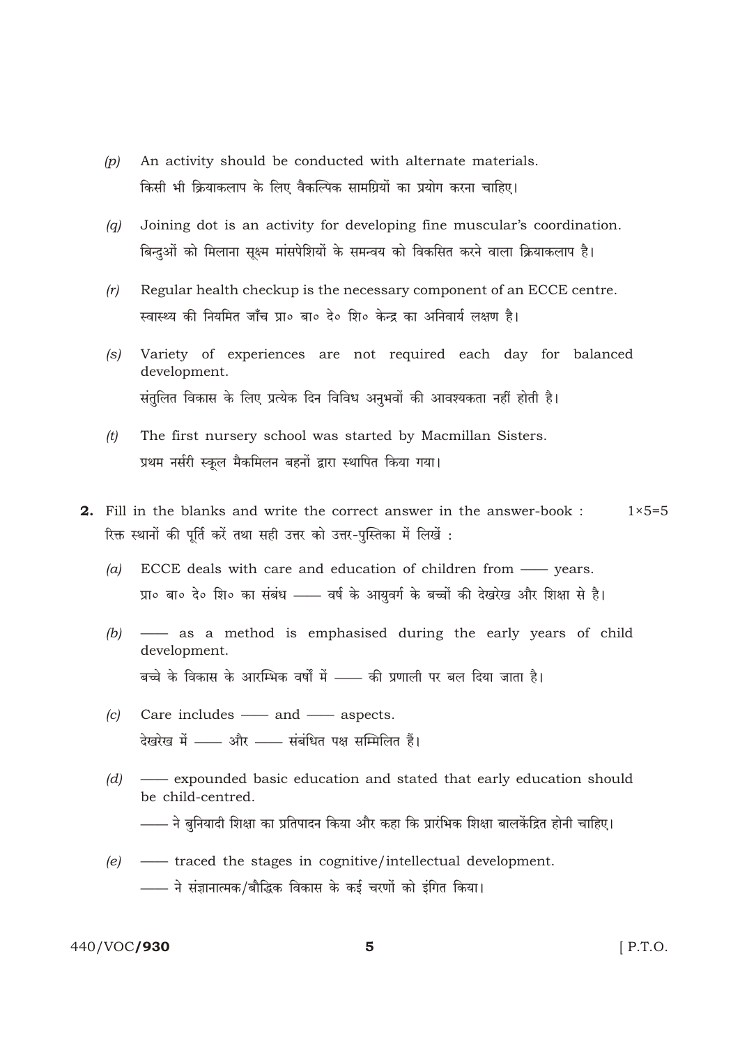(p) An activity should be conducted with alternate materials.
किसी भी क्रियाकलाप के लिए वैकल्पिक सामग्रियों का प्रयोग करना चाहिए।

(q) Joining dot is an activity for developing fine muscular's coordination.
बिन्दुओं को मिलाना सूक्ष्म मांसपेशियों के समन्वय को विकसित करने वाला क्रियाकलाप है।

(r) Regular health checkup is the necessary component of an ECCE centre.
स्वास्थ्य की नियमित जाँच प्रा० बा० दे० शि० केन्द्र का अनिवार्य लक्षण है।

(s) Variety of experiences are not required each day for balanced development.
संतुलित विकास के लिए प्रत्येक दिन विविध अनुभवों की आवश्यकता नहीं होती है।

(t) The first nursery school was started by Macmillan Sisters.
प्रथम नर्सरी स्कूल मैकमिलन बहनों द्वारा स्थापित किया गया।

**2.** Fill in the blanks and write the correct answer in the answer-book : 1×5=5
रिक्त स्थानों की पूर्ति करें तथा सही उत्तर को उत्तर-पुस्तिका में लिखें :

(a) ECCE deals with care and education of children from —— years.
प्रा० बा० दे० शि० का संबंध —— वर्ष के आयुवर्ग के बच्चों की देखरेख और शिक्षा से है।

(b) —— as a method is emphasised during the early years of child development.
बच्चे के विकास के आरम्भिक वर्षों में —— की प्रणाली पर बल दिया जाता है।

(c) Care includes —— and —— aspects.
देखरेख में —— और —— संबंधित पक्ष सम्मिलित हैं।

(d) —— expounded basic education and stated that early education should be child-centred.
—— ने बुनियादी शिक्षा का प्रतिपादन किया और कहा कि प्रारंभिक शिक्षा बालकेंद्रित होनी चाहिए।

(e) —— traced the stages in cognitive/intellectual development.
—— ने संज्ञानात्मक/बौद्धिक विकास के कई चरणों को इंगित किया।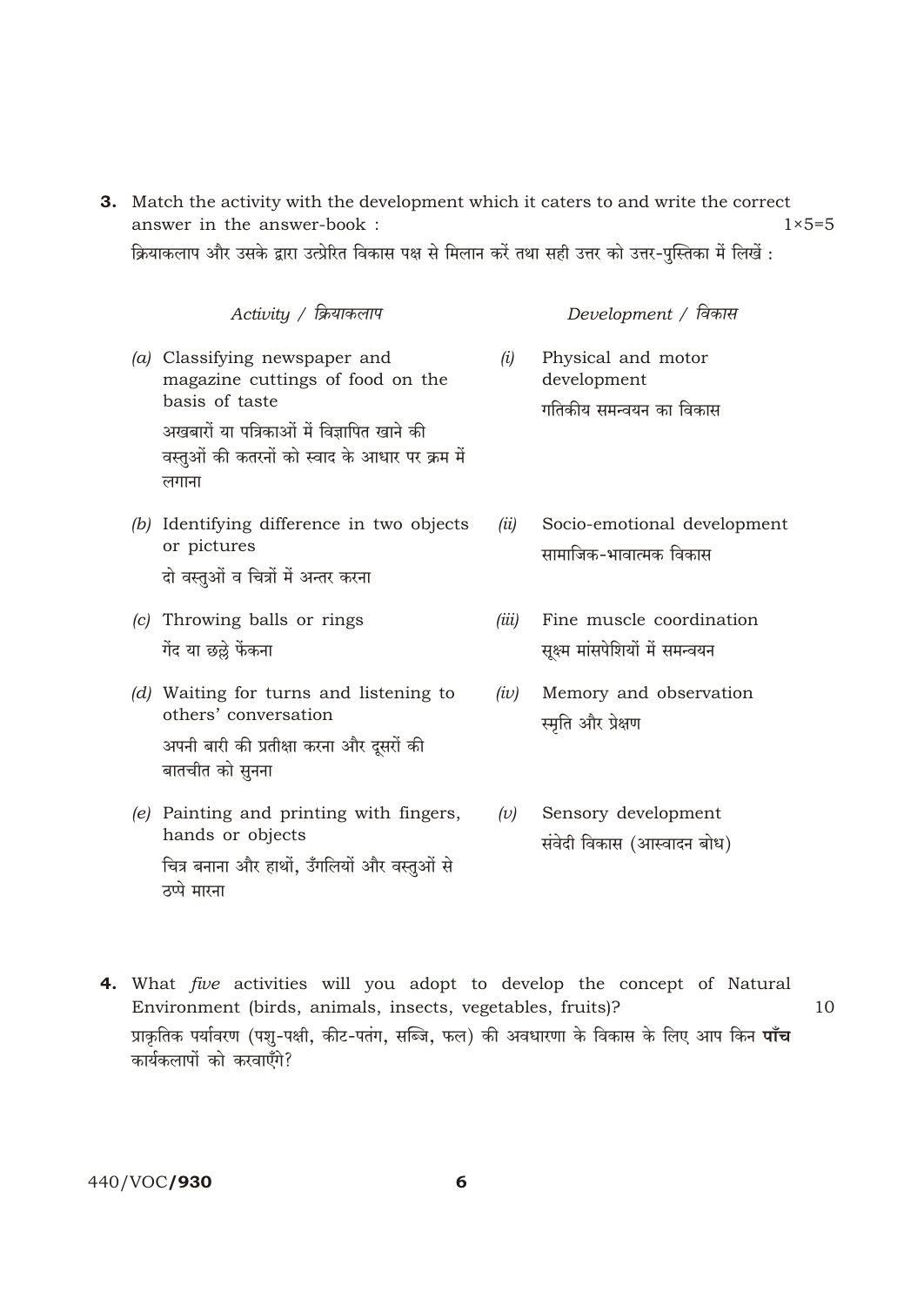**3.** Match the activity with the development which it caters to and write the correct answer in the answer-book : 1×5=5

क्रियाकलाप और उसके द्वारा उत्प्रेरित विकास पक्ष से मिलान करें तथा सही उत्तर को उत्तर-पुस्तिका में लिखें :

| *Activity / क्रियाकलाप* | *Development / विकास* |
|---|---|
| *(a)* Classifying newspaper and magazine cuttings of food on the basis of taste<br>अखबारों या पत्रिकाओं में विज्ञापित खाने की वस्तुओं की कतरनों को स्वाद के आधार पर क्रम में लगाना | *(i)* Physical and motor development<br>गतिकीय समन्वयन का विकास |
| *(b)* Identifying difference in two objects or pictures<br>दो वस्तुओं व चित्रों में अन्तर करना | *(ii)* Socio-emotional development<br>सामाजिक-भावात्मक विकास |
| *(c)* Throwing balls or rings<br>गेंद या छल्ले फेंकना | *(iii)* Fine muscle coordination<br>सूक्ष्म मांसपेशियों में समन्वयन |
| *(d)* Waiting for turns and listening to others' conversation<br>अपनी बारी की प्रतीक्षा करना और दूसरों की बातचीत को सुनना | *(iv)* Memory and observation<br>स्मृति और प्रेक्षण |
| *(e)* Painting and printing with fingers, hands or objects<br>चित्र बनाना और हाथों, उँगलियों और वस्तुओं से ठप्पे मारना | *(v)* Sensory development<br>संवेदी विकास (आस्वादन बोध) |

**4.** What *five* activities will you adopt to develop the concept of Natural Environment (birds, animals, insects, vegetables, fruits)? 10

प्राकृतिक पर्यावरण (पशु-पक्षी, कीट-पतंग, सब्जि, फल) की अवधारणा के विकास के लिए आप किन **पाँच** कार्यकलापों को करवाएँगे?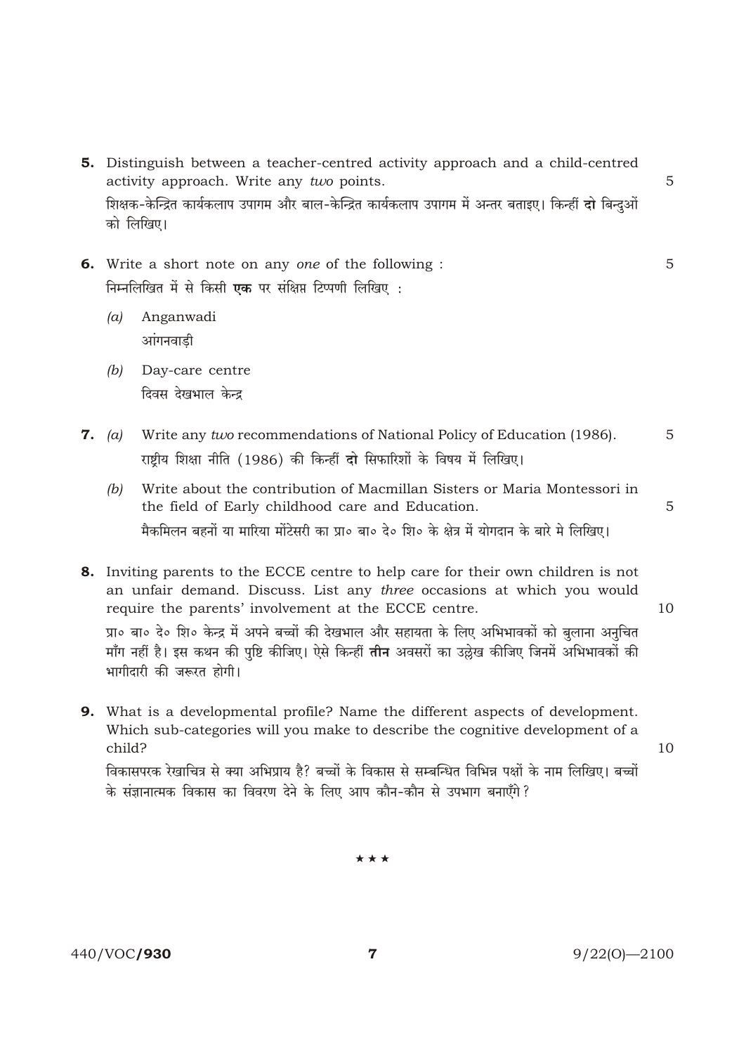**5.** Distinguish between a teacher-centred activity approach and a child-centred activity approach. Write any *two* points. 5

शिक्षक-केन्द्रित कार्यकलाप उपागम और बाल-केन्द्रित कार्यकलाप उपागम में अन्तर बताइए। किन्हीं **दो** बिन्दुओं को लिखिए।

**6.** Write a short note on any *one* of the following : 5

निम्नलिखित में से किसी **एक** पर संक्षिप्त टिप्पणी लिखिए :

*(a)* Anganwadi
आंगनवाड़ी

*(b)* Day-care centre
दिवस देखभाल केन्द्र

**7.** *(a)* Write any *two* recommendations of National Policy of Education (1986). 5

राष्ट्रीय शिक्षा नीति (1986) की किन्हीं **दो** सिफारिशों के विषय में लिखिए।

*(b)* Write about the contribution of Macmillan Sisters or Maria Montessori in the field of Early childhood care and Education. 5

मैकमिलन बहनों या मारिया मोंटेसरी का प्रा॰ बा॰ दे॰ शि॰ के क्षेत्र में योगदान के बारे मे लिखिए।

**8.** Inviting parents to the ECCE centre to help care for their own children is not an unfair demand. Discuss. List any *three* occasions at which you would require the parents' involvement at the ECCE centre. 10

प्रा॰ बा॰ दे॰ शि॰ केन्द्र में अपने बच्चों की देखभाल और सहायता के लिए अभिभावकों को बुलाना अनुचित माँग नहीं है। इस कथन की पुष्टि कीजिए। ऐसे किन्हीं **तीन** अवसरों का उल्लेख कीजिए जिनमें अभिभावकों की भागीदारी की जरूरत होगी।

**9.** What is a developmental profile? Name the different aspects of development. Which sub-categories will you make to describe the cognitive development of a child? 10

विकासपरक रेखाचित्र से क्या अभिप्राय है? बच्चों के विकास से सम्बन्धित विभिन्न पक्षों के नाम लिखिए। बच्चों के संज्ञानात्मक विकास का विवरण देने के लिए आप कौन-कौन से उपभाग बनाएँगे?

★ ★ ★